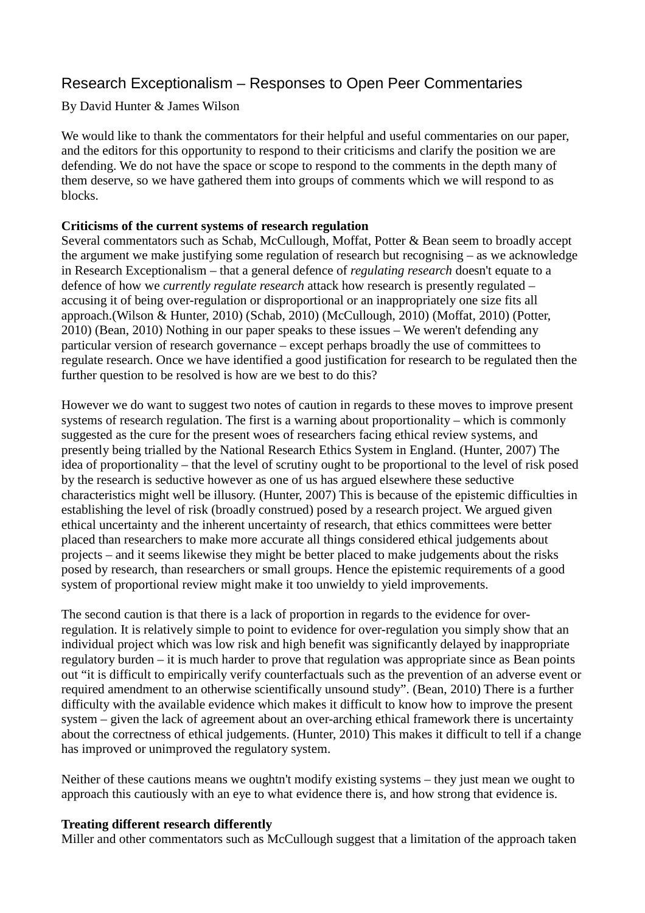# Research Exceptionalism – Responses to Open Peer Commentaries

By David Hunter & James Wilson

We would like to thank the commentators for their helpful and useful commentaries on our paper, and the editors for this opportunity to respond to their criticisms and clarify the position we are defending. We do not have the space or scope to respond to the comments in the depth many of them deserve, so we have gathered them into groups of comments which we will respond to as blocks.

**Criticisms of the current systems of research regulation**

Several commentators such as Schab, McCullough, Moffat, Potter & Bean seem to broadly accept the argument we make justifying some regulation of research but recognising – as we acknowledge in Research Exceptionalism – that a general defence of *regulating research* doesn't equate to a defence of how we *currently regulate research* attack how research is presently regulated – accusing it of being over-regulation or disproportional or an inappropriately one size fits all approach.(Wilson & Hunter, 2010) (Schab, 2010) (McCullough, 2010) (Moffat, 2010) (Potter, 2010) (Bean, 2010) Nothing in our paper speaks to these issues – We weren't defending any particular version of research governance – except perhaps broadly the use of committees to regulate research. Once we have identified a good justification for research to be regulated then the further question to be resolved is how are we best to do this?

However we do want to suggest two notes of caution in regards to these moves to improve present systems of research regulation. The first is a warning about proportionality – which is commonly suggested as the cure for the present woes of researchers facing ethical review systems, and presently being trialled by the National Research Ethics System in England. (Hunter, 2007) The idea of proportionality – that the level of scrutiny ought to be proportional to the level of risk posed by the research is seductive however as one of us has argued elsewhere these seductive characteristics might well be illusory. (Hunter, 2007) This is because of the epistemic difficulties in establishing the level of risk (broadly construed) posed by a research project. We argued given ethical uncertainty and the inherent uncertainty of research, that ethics committees were better placed than researchers to make more accurate all things considered ethical judgements about projects – and it seems likewise they might be better placed to make judgements about the risks posed by research, than researchers or small groups. Hence the epistemic requirements of a good system of proportional review might make it too unwieldy to yield improvements.

The second caution is that there is a lack of proportion in regards to the evidence for over-regulation. It is relatively simple to point to evidence for over-regulation you simply show that an individual project which was low risk and high benefit was significantly delayed by inappropriate regulatory burden – it is much harder to prove that regulation was appropriate since as Bean points out "it is difficult to empirically verify counterfactuals such as the prevention of an adverse event or required amendment to an otherwise scientifically unsound study". (Bean, 2010) There is a further difficulty with the available evidence which makes it difficult to know how to improve the present system – given the lack of agreement about an over-arching ethical framework there is uncertainty about the correctness of ethical judgements. (Hunter, 2010) This makes it difficult to tell if a change has improved or unimproved the regulatory system.

Neither of these cautions means we oughtn't modify existing systems – they just mean we ought to approach this cautiously with an eye to what evidence there is, and how strong that evidence is.

**Treating different research differently**

Miller and other commentators such as McCullough suggest that a limitation of the approach taken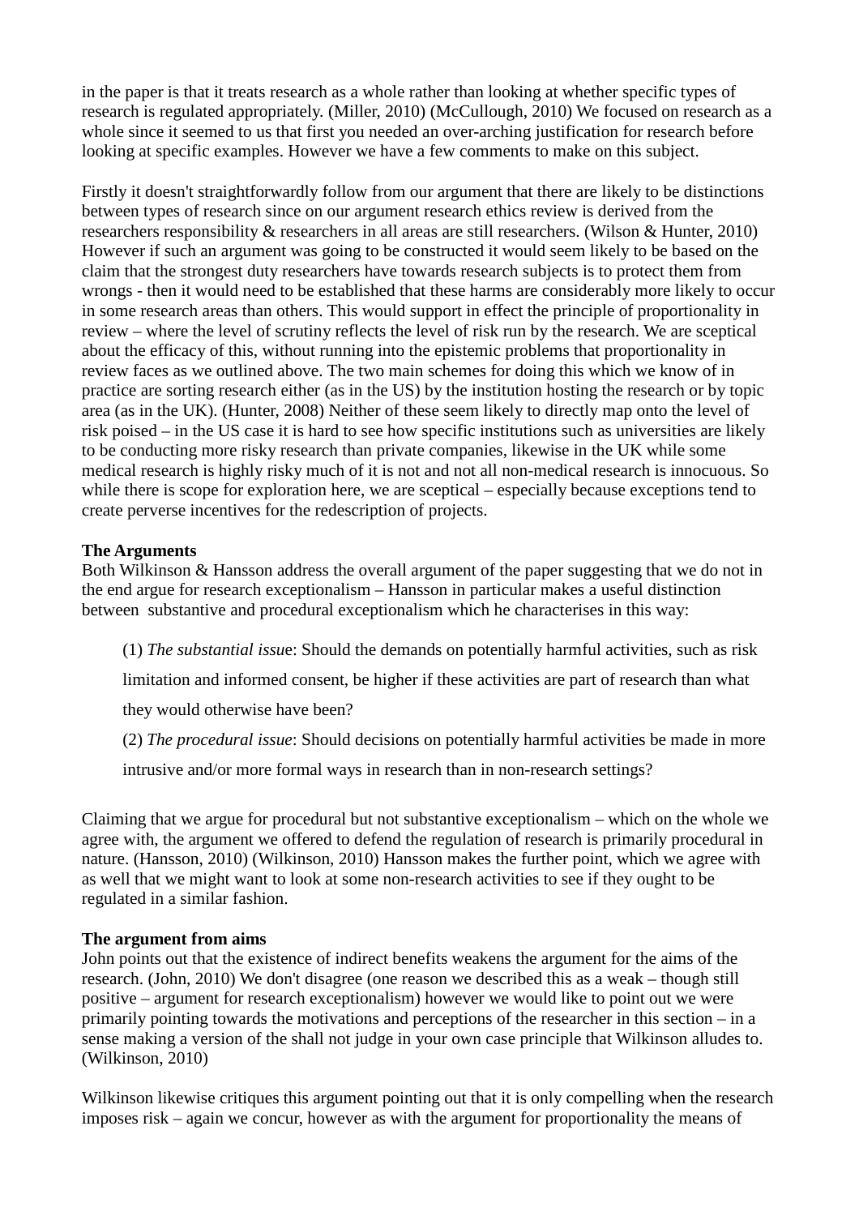in the paper is that it treats research as a whole rather than looking at whether specific types of research is regulated appropriately. (Miller, 2010) (McCullough, 2010) We focused on research as a whole since it seemed to us that first you needed an over-arching justification for research before looking at specific examples. However we have a few comments to make on this subject.

Firstly it doesn't straightforwardly follow from our argument that there are likely to be distinctions between types of research since on our argument research ethics review is derived from the researchers responsibility & researchers in all areas are still researchers. (Wilson & Hunter, 2010) However if such an argument was going to be constructed it would seem likely to be based on the claim that the strongest duty researchers have towards research subjects is to protect them from wrongs - then it would need to be established that these harms are considerably more likely to occur in some research areas than others. This would support in effect the principle of proportionality in review – where the level of scrutiny reflects the level of risk run by the research. We are sceptical about the efficacy of this, without running into the epistemic problems that proportionality in review faces as we outlined above. The two main schemes for doing this which we know of in practice are sorting research either (as in the US) by the institution hosting the research or by topic area (as in the UK). (Hunter, 2008) Neither of these seem likely to directly map onto the level of risk poised – in the US case it is hard to see how specific institutions such as universities are likely to be conducting more risky research than private companies, likewise in the UK while some medical research is highly risky much of it is not and not all non-medical research is innocuous. So while there is scope for exploration here, we are sceptical – especially because exceptions tend to create perverse incentives for the redescription of projects.

**The Arguments**

Both Wilkinson & Hansson address the overall argument of the paper suggesting that we do not in the end argue for research exceptionalism – Hansson in particular makes a useful distinction between substantive and procedural exceptionalism which he characterises in this way:

> (1) *The substantial issue*: Should the demands on potentially harmful activities, such as risk limitation and informed consent, be higher if these activities are part of research than what they would otherwise have been?
>
> (2) *The procedural issue*: Should decisions on potentially harmful activities be made in more intrusive and/or more formal ways in research than in non-research settings?

Claiming that we argue for procedural but not substantive exceptionalism – which on the whole we agree with, the argument we offered to defend the regulation of research is primarily procedural in nature. (Hansson, 2010) (Wilkinson, 2010) Hansson makes the further point, which we agree with as well that we might want to look at some non-research activities to see if they ought to be regulated in a similar fashion.

**The argument from aims**

John points out that the existence of indirect benefits weakens the argument for the aims of the research. (John, 2010) We don't disagree (one reason we described this as a weak – though still positive – argument for research exceptionalism) however we would like to point out we were primarily pointing towards the motivations and perceptions of the researcher in this section – in a sense making a version of the shall not judge in your own case principle that Wilkinson alludes to. (Wilkinson, 2010)

Wilkinson likewise critiques this argument pointing out that it is only compelling when the research imposes risk – again we concur, however as with the argument for proportionality the means of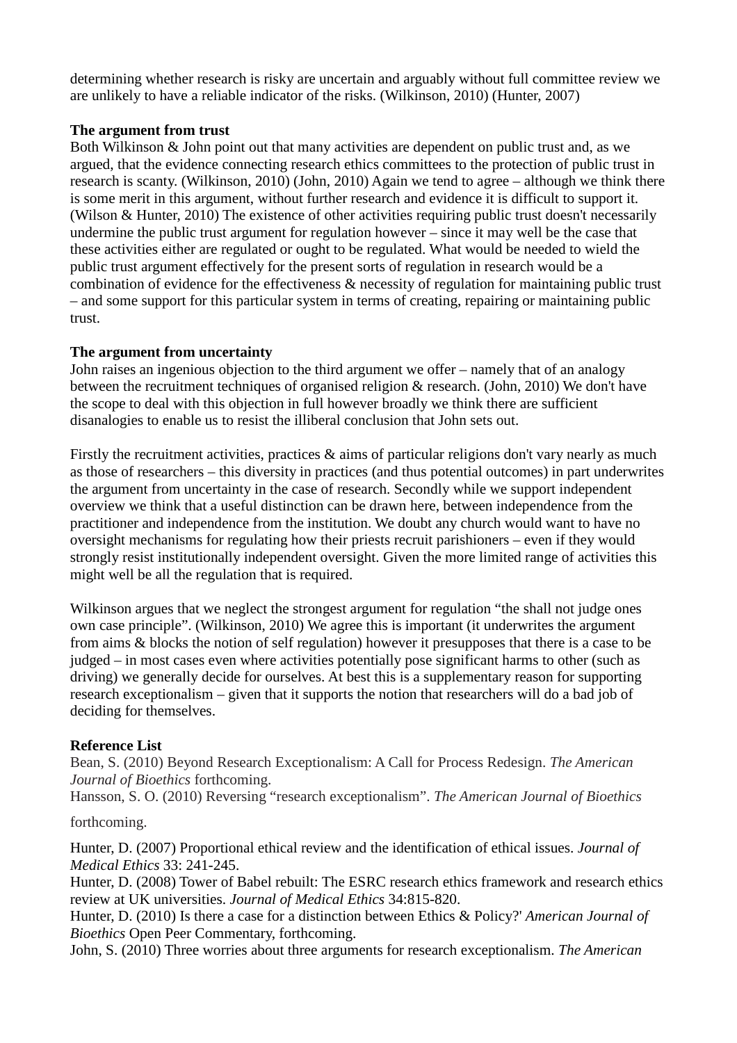determining whether research is risky are uncertain and arguably without full committee review we are unlikely to have a reliable indicator of the risks. (Wilkinson, 2010) (Hunter, 2007)

**The argument from trust**

Both Wilkinson & John point out that many activities are dependent on public trust and, as we argued, that the evidence connecting research ethics committees to the protection of public trust in research is scanty. (Wilkinson, 2010) (John, 2010) Again we tend to agree – although we think there is some merit in this argument, without further research and evidence it is difficult to support it. (Wilson & Hunter, 2010) The existence of other activities requiring public trust doesn't necessarily undermine the public trust argument for regulation however – since it may well be the case that these activities either are regulated or ought to be regulated. What would be needed to wield the public trust argument effectively for the present sorts of regulation in research would be a combination of evidence for the effectiveness & necessity of regulation for maintaining public trust – and some support for this particular system in terms of creating, repairing or maintaining public trust.

**The argument from uncertainty**

John raises an ingenious objection to the third argument we offer – namely that of an analogy between the recruitment techniques of organised religion & research. (John, 2010) We don't have the scope to deal with this objection in full however broadly we think there are sufficient disanalogies to enable us to resist the illiberal conclusion that John sets out.

Firstly the recruitment activities, practices & aims of particular religions don't vary nearly as much as those of researchers – this diversity in practices (and thus potential outcomes) in part underwrites the argument from uncertainty in the case of research. Secondly while we support independent overview we think that a useful distinction can be drawn here, between independence from the practitioner and independence from the institution. We doubt any church would want to have no oversight mechanisms for regulating how their priests recruit parishioners – even if they would strongly resist institutionally independent oversight. Given the more limited range of activities this might well be all the regulation that is required.

Wilkinson argues that we neglect the strongest argument for regulation "the shall not judge ones own case principle". (Wilkinson, 2010) We agree this is important (it underwrites the argument from aims & blocks the notion of self regulation) however it presupposes that there is a case to be judged – in most cases even where activities potentially pose significant harms to other (such as driving) we generally decide for ourselves. At best this is a supplementary reason for supporting research exceptionalism – given that it supports the notion that researchers will do a bad job of deciding for themselves.

**Reference List**

Bean, S. (2010) Beyond Research Exceptionalism: A Call for Process Redesign. *The American Journal of Bioethics* forthcoming.

Hansson, S. O. (2010) Reversing "research exceptionalism". *The American Journal of Bioethics* forthcoming.

Hunter, D. (2007) Proportional ethical review and the identification of ethical issues. *Journal of Medical Ethics* 33: 241-245.

Hunter, D. (2008) Tower of Babel rebuilt: The ESRC research ethics framework and research ethics review at UK universities. *Journal of Medical Ethics* 34:815-820.

Hunter, D. (2010) Is there a case for a distinction between Ethics & Policy?' *American Journal of Bioethics* Open Peer Commentary, forthcoming.

John, S. (2010) Three worries about three arguments for research exceptionalism. *The American*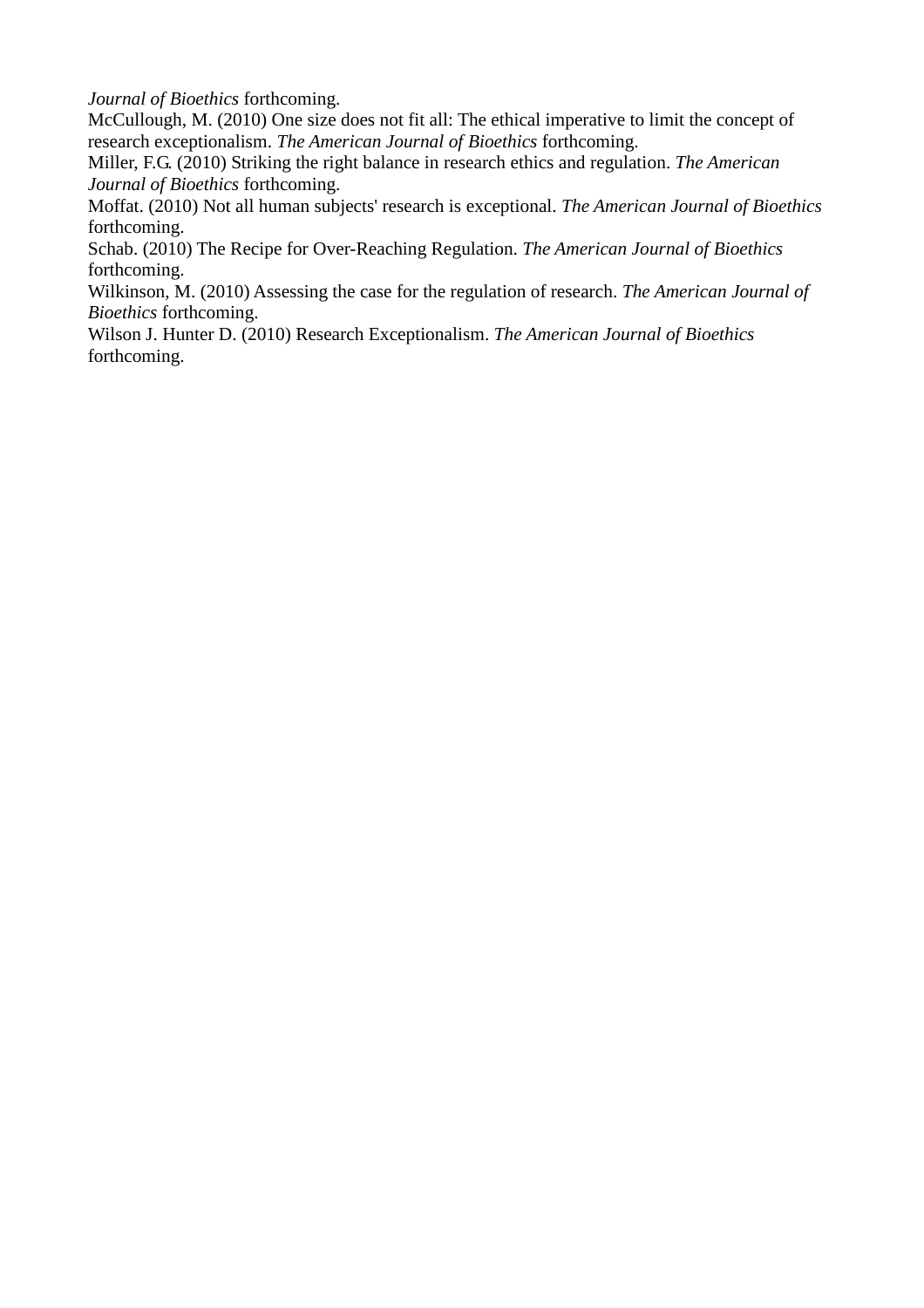*Journal of Bioethics* forthcoming.

McCullough, M. (2010) One size does not fit all: The ethical imperative to limit the concept of research exceptionalism. *The American Journal of Bioethics* forthcoming.

Miller, F.G. (2010) Striking the right balance in research ethics and regulation. *The American Journal of Bioethics* forthcoming.

Moffat. (2010) Not all human subjects' research is exceptional. *The American Journal of Bioethics* forthcoming.

Schab. (2010) The Recipe for Over-Reaching Regulation. *The American Journal of Bioethics* forthcoming.

Wilkinson, M. (2010) Assessing the case for the regulation of research. *The American Journal of Bioethics* forthcoming.

Wilson J. Hunter D. (2010) Research Exceptionalism. *The American Journal of Bioethics* forthcoming.